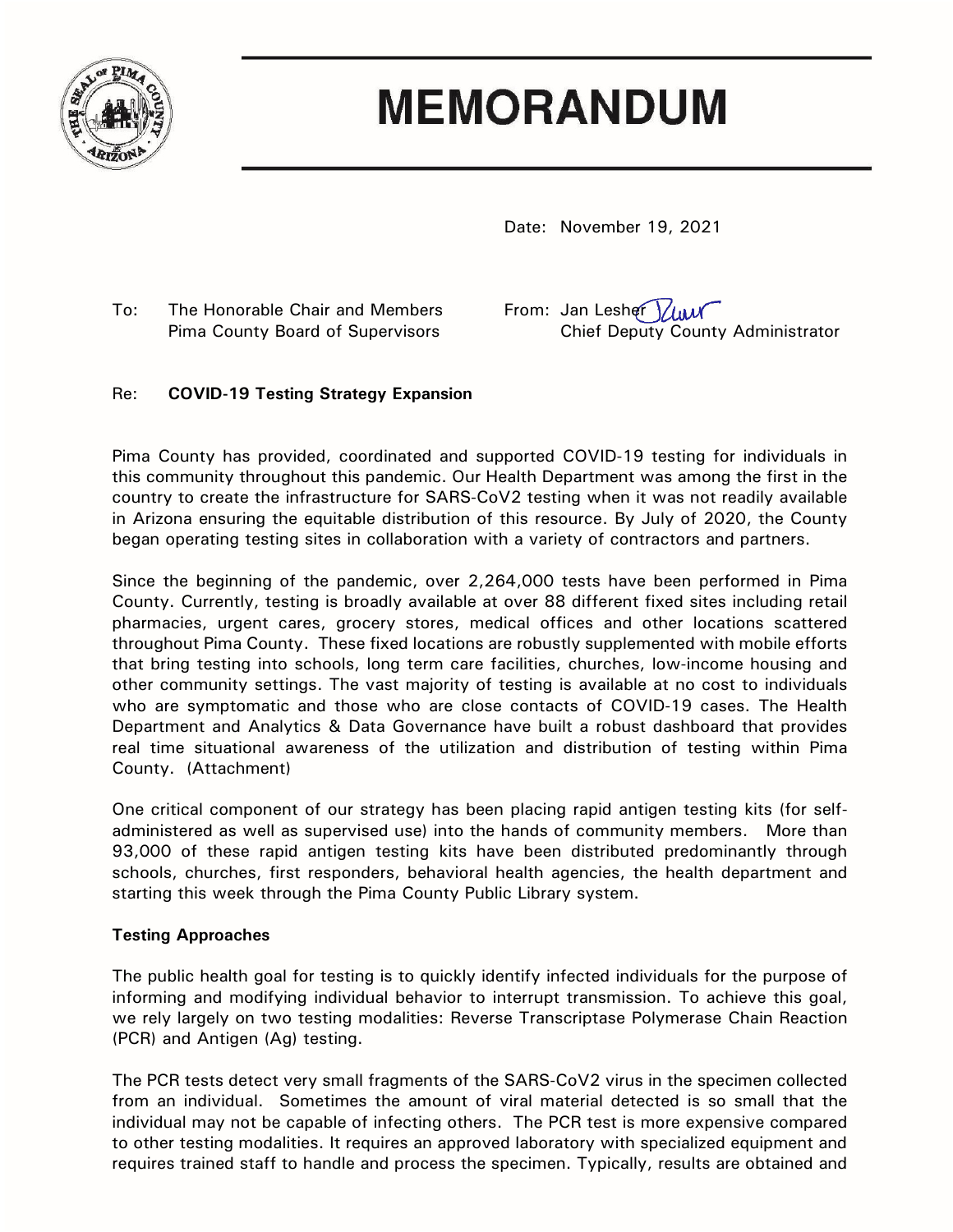# MEMORANDUM

Date: November 19, 2021

To: The Honorable Chair and Members Pima County Board of Supervisors

From: Jan Lesher, Chief Deputy County Administrator

Re: **COVID-19 Testing Strategy Expansion**

Pima County has provided, coordinated and supported COVID-19 testing for individuals in this community throughout this pandemic. Our Health Department was among the first in the country to create the infrastructure for SARS-CoV2 testing when it was not readily available in Arizona ensuring the equitable distribution of this resource. By July of 2020, the County began operating testing sites in collaboration with a variety of contractors and partners.

Since the beginning of the pandemic, over 2,264,000 tests have been performed in Pima County. Currently, testing is broadly available at over 88 different fixed sites including retail pharmacies, urgent cares, grocery stores, medical offices and other locations scattered throughout Pima County. These fixed locations are robustly supplemented with mobile efforts that bring testing into schools, long term care facilities, churches, low-income housing and other community settings. The vast majority of testing is available at no cost to individuals who are symptomatic and those who are close contacts of COVID-19 cases. The Health Department and Analytics & Data Governance have built a robust dashboard that provides real time situational awareness of the utilization and distribution of testing within Pima County. (Attachment)

One critical component of our strategy has been placing rapid antigen testing kits (for self-administered as well as supervised use) into the hands of community members. More than 93,000 of these rapid antigen testing kits have been distributed predominantly through schools, churches, first responders, behavioral health agencies, the health department and starting this week through the Pima County Public Library system.

**Testing Approaches**

The public health goal for testing is to quickly identify infected individuals for the purpose of informing and modifying individual behavior to interrupt transmission. To achieve this goal, we rely largely on two testing modalities: Reverse Transcriptase Polymerase Chain Reaction (PCR) and Antigen (Ag) testing.

The PCR tests detect very small fragments of the SARS-CoV2 virus in the specimen collected from an individual. Sometimes the amount of viral material detected is so small that the individual may not be capable of infecting others. The PCR test is more expensive compared to other testing modalities. It requires an approved laboratory with specialized equipment and requires trained staff to handle and process the specimen. Typically, results are obtained and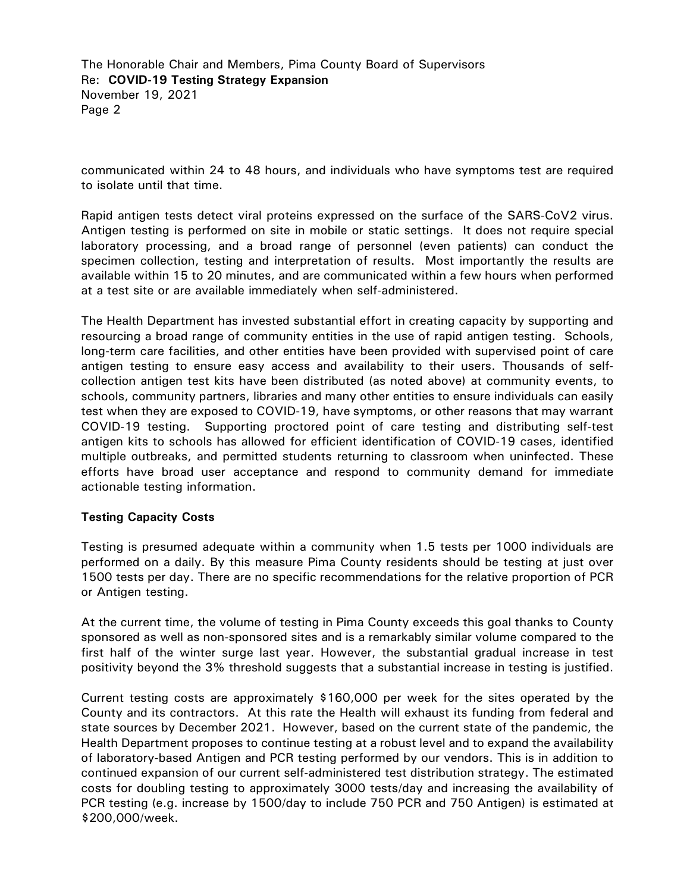communicated within 24 to 48 hours, and individuals who have symptoms test are required to isolate until that time.

Rapid antigen tests detect viral proteins expressed on the surface of the SARS-CoV2 virus. Antigen testing is performed on site in mobile or static settings. It does not require special laboratory processing, and a broad range of personnel (even patients) can conduct the specimen collection, testing and interpretation of results. Most importantly the results are available within 15 to 20 minutes, and are communicated within a few hours when performed at a test site or are available immediately when self-administered.

The Health Department has invested substantial effort in creating capacity by supporting and resourcing a broad range of community entities in the use of rapid antigen testing. Schools, long-term care facilities, and other entities have been provided with supervised point of care antigen testing to ensure easy access and availability to their users. Thousands of self-collection antigen test kits have been distributed (as noted above) at community events, to schools, community partners, libraries and many other entities to ensure individuals can easily test when they are exposed to COVID-19, have symptoms, or other reasons that may warrant COVID-19 testing. Supporting proctored point of care testing and distributing self-test antigen kits to schools has allowed for efficient identification of COVID-19 cases, identified multiple outbreaks, and permitted students returning to classroom when uninfected. These efforts have broad user acceptance and respond to community demand for immediate actionable testing information.

**Testing Capacity Costs**

Testing is presumed adequate within a community when 1.5 tests per 1000 individuals are performed on a daily. By this measure Pima County residents should be testing at just over 1500 tests per day. There are no specific recommendations for the relative proportion of PCR or Antigen testing.

At the current time, the volume of testing in Pima County exceeds this goal thanks to County sponsored as well as non-sponsored sites and is a remarkably similar volume compared to the first half of the winter surge last year. However, the substantial gradual increase in test positivity beyond the 3% threshold suggests that a substantial increase in testing is justified.

Current testing costs are approximately $160,000 per week for the sites operated by the County and its contractors. At this rate the Health will exhaust its funding from federal and state sources by December 2021. However, based on the current state of the pandemic, the Health Department proposes to continue testing at a robust level and to expand the availability of laboratory-based Antigen and PCR testing performed by our vendors. This is in addition to continued expansion of our current self-administered test distribution strategy. The estimated costs for doubling testing to approximately 3000 tests/day and increasing the availability of PCR testing (e.g. increase by 1500/day to include 750 PCR and 750 Antigen) is estimated at $200,000/week.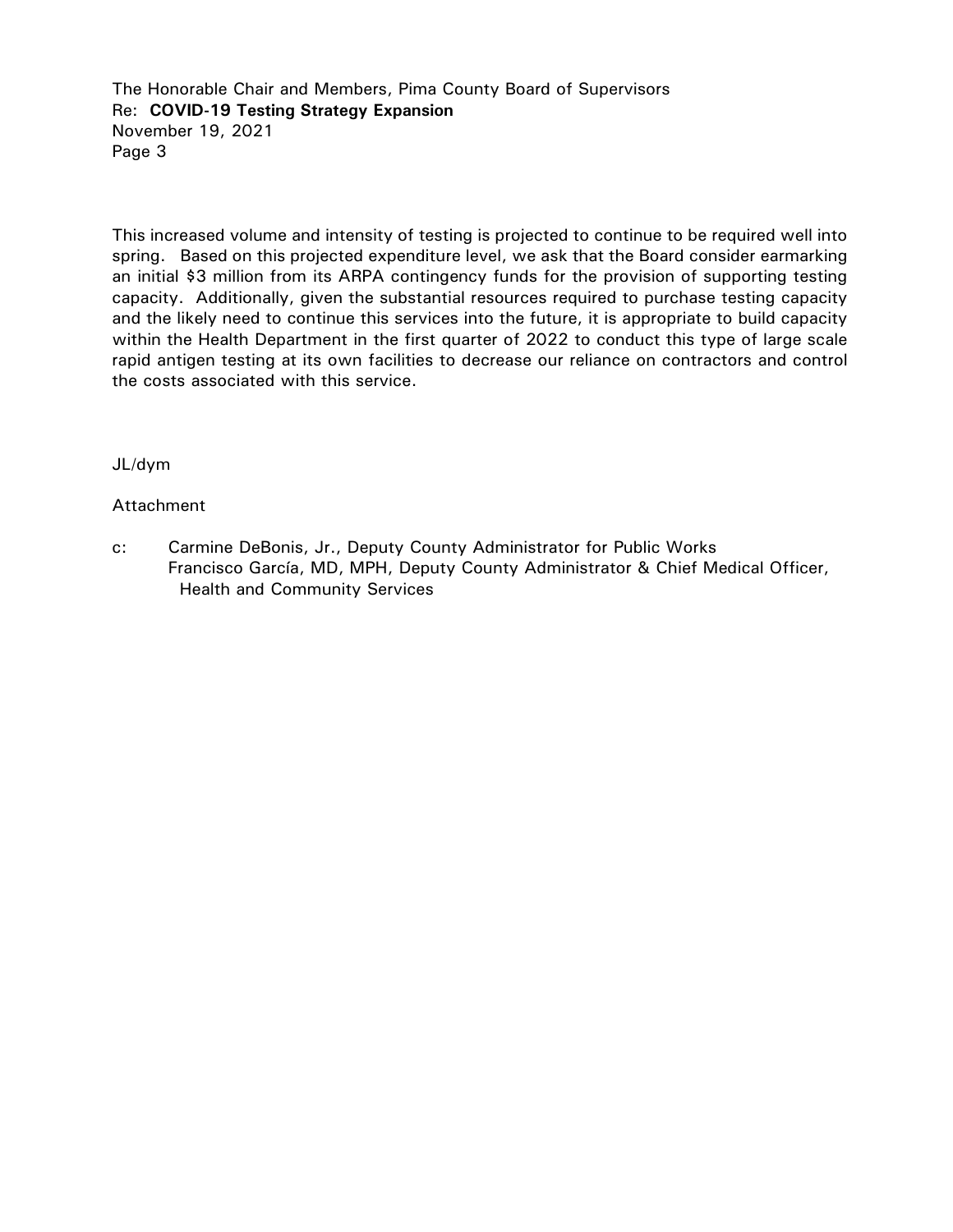This increased volume and intensity of testing is projected to continue to be required well into spring. Based on this projected expenditure level, we ask that the Board consider earmarking an initial $3 million from its ARPA contingency funds for the provision of supporting testing capacity. Additionally, given the substantial resources required to purchase testing capacity and the likely need to continue this services into the future, it is appropriate to build capacity within the Health Department in the first quarter of 2022 to conduct this type of large scale rapid antigen testing at its own facilities to decrease our reliance on contractors and control the costs associated with this service.

JL/dym

Attachment

c: Carmine DeBonis, Jr., Deputy County Administrator for Public Works
Francisco García, MD, MPH, Deputy County Administrator & Chief Medical Officer, Health and Community Services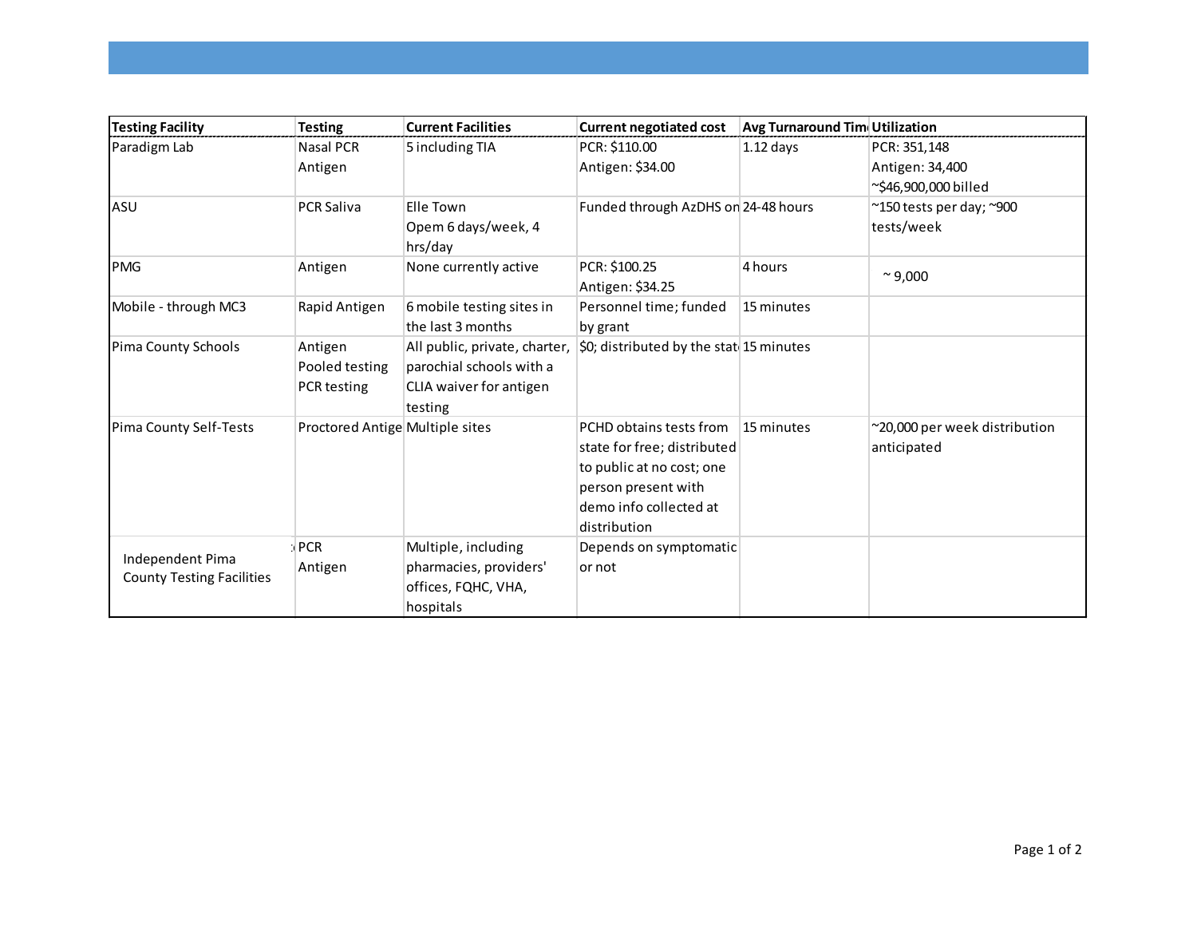| Testing Facility | Testing | Current Facilities | Current negotiated cost | Avg Turnaround Tim | Utilization |
|---|---|---|---|---|---|
| Paradigm Lab | Nasal PCR<br>Antigen | 5 including TIA | PCR: $110.00<br>Antigen: $34.00 | 1.12 days | PCR: 351,148<br>Antigen: 34,400<br>~$46,900,000 billed |
| ASU | PCR Saliva | Elle Town<br>Opem 6 days/week, 4 hrs/day | Funded through AzDHS on | 24-48 hours | ~150 tests per day; ~900 tests/week |
| PMG | Antigen | None currently active | PCR: $100.25<br>Antigen: $34.25 | 4 hours | ~ 9,000 |
| Mobile - through MC3 | Rapid Antigen | 6 mobile testing sites in the last 3 months | Personnel time; funded by grant | 15 minutes | |
| Pima County Schools | Antigen<br>Pooled testing<br>PCR testing | All public, private, charter, parochial schools with a CLIA waiver for antigen testing | $0; distributed by the stat | 15 minutes | |
| Pima County Self-Tests | Proctored Antige | Multiple sites | PCHD obtains tests from state for free; distributed to public at no cost; one person present with demo info collected at distribution | 15 minutes | ~20,000 per week distribution anticipated |
| Independent Pima County Testing Facilities | PCR<br>Antigen | Multiple, including pharmacies, providers' offices, FQHC, VHA, hospitals | Depends on symptomatic or not | | |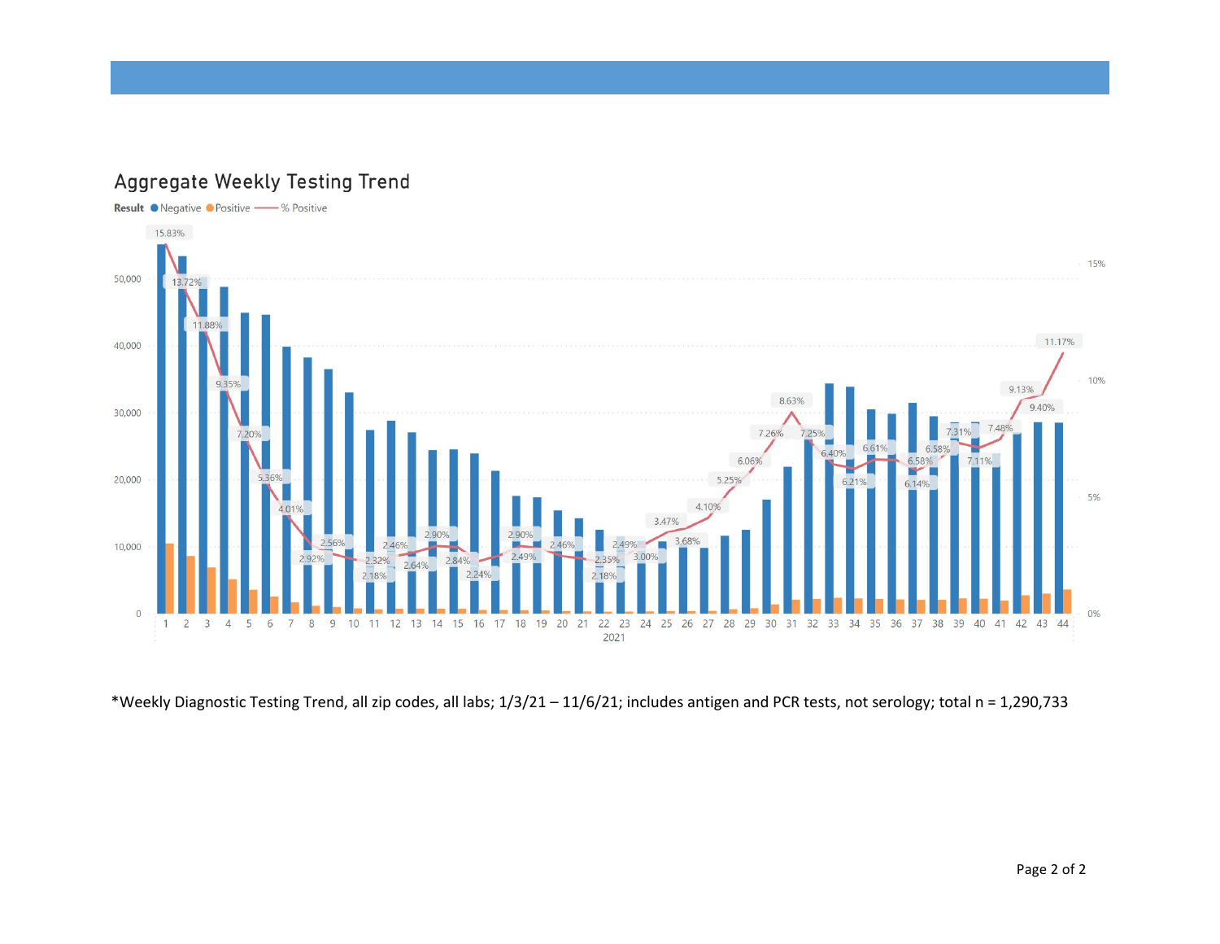## Aggregate Weekly Testing Trend

Result ● Negative ● Positive —— % Positive

15.83%
13.72%
11.88%
9.35%
7.20%
5.36%
4.01%
2.92%
2.56%
2.32%
2.18%
2.46%
2.64%
2.90%
2.84%
2.24%
2.90%
2.49%
2.46%
2.35%
2.18%
2.49%
3.00%
3.47%
3.68%
4.10%
5.25%
6.06%
7.26%
8.63%
7.25%
6.40%
6.21%
6.61%
6.58%
6.14%
6.58%
7.31%
7.11%
7.48%
9.13%
9.40%
11.17%

0
10,000
20,000
30,000
40,000
50,000

0%
5%
10%
15%

1 2 3 4 5 6 7 8 9 10 11 12 13 14 15 16 17 18 19 20 21 22 23 24 25 26 27 28 29 30 31 32 33 34 35 36 37 38 39 40 41 42 43 44

2021

*Weekly Diagnostic Testing Trend, all zip codes, all labs; 1/3/21 – 11/6/21; includes antigen and PCR tests, not serology; total n = 1,290,733